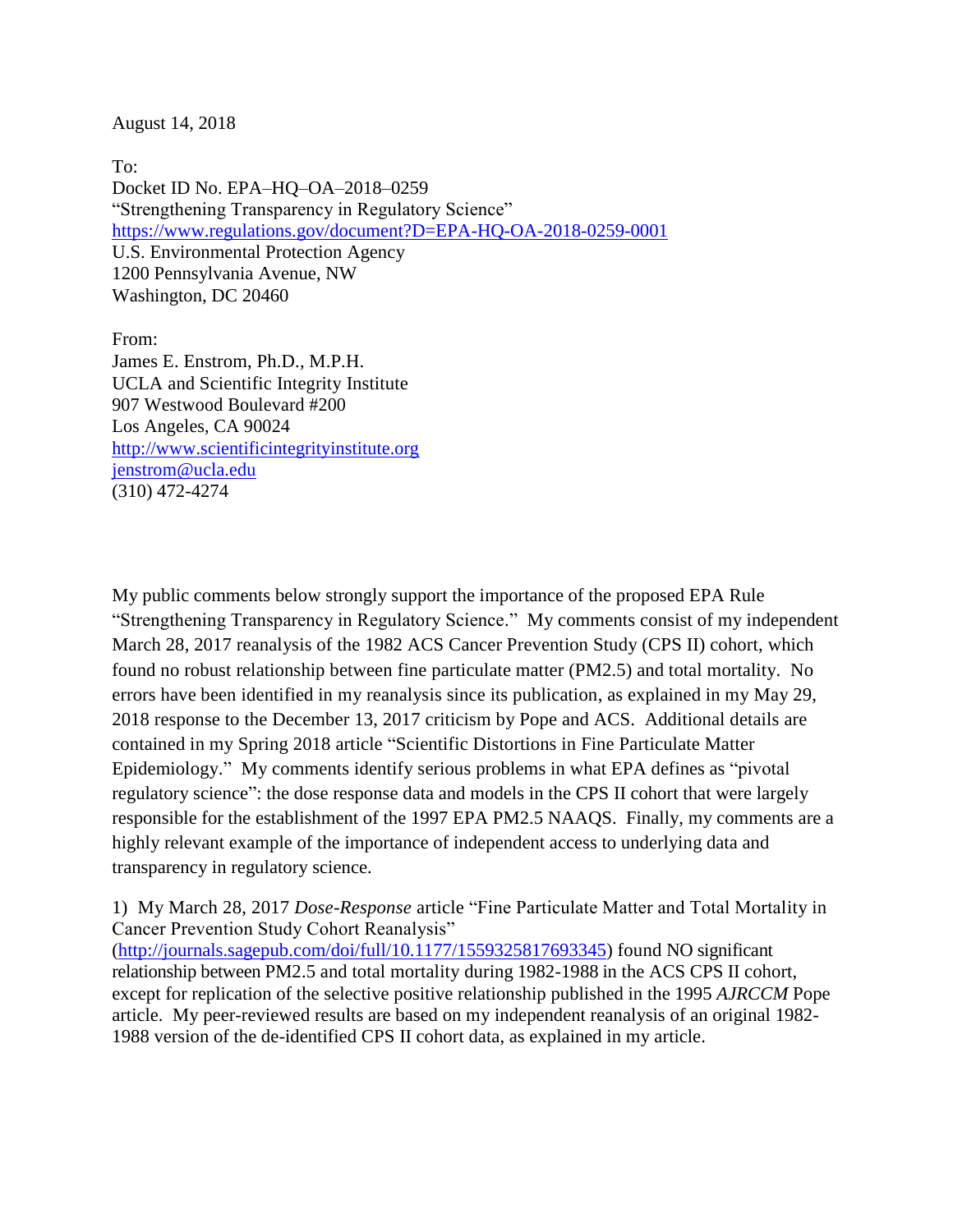August 14, 2018

To:
Docket ID No. EPA–HQ–OA–2018–0259
"Strengthening Transparency in Regulatory Science"
https://www.regulations.gov/document?D=EPA-HQ-OA-2018-0259-0001
U.S. Environmental Protection Agency
1200 Pennsylvania Avenue, NW
Washington, DC 20460

From:
James E. Enstrom, Ph.D., M.P.H.
UCLA and Scientific Integrity Institute
907 Westwood Boulevard #200
Los Angeles, CA 90024
http://www.scientificintegrityinstitute.org
jenstrom@ucla.edu
(310) 472-4274

My public comments below strongly support the importance of the proposed EPA Rule "Strengthening Transparency in Regulatory Science." My comments consist of my independent March 28, 2017 reanalysis of the 1982 ACS Cancer Prevention Study (CPS II) cohort, which found no robust relationship between fine particulate matter (PM2.5) and total mortality. No errors have been identified in my reanalysis since its publication, as explained in my May 29, 2018 response to the December 13, 2017 criticism by Pope and ACS. Additional details are contained in my Spring 2018 article "Scientific Distortions in Fine Particulate Matter Epidemiology." My comments identify serious problems in what EPA defines as "pivotal regulatory science": the dose response data and models in the CPS II cohort that were largely responsible for the establishment of the 1997 EPA PM2.5 NAAQS. Finally, my comments are a highly relevant example of the importance of independent access to underlying data and transparency in regulatory science.

1) My March 28, 2017 *Dose-Response* article "Fine Particulate Matter and Total Mortality in Cancer Prevention Study Cohort Reanalysis" (http://journals.sagepub.com/doi/full/10.1177/1559325817693345) found NO significant relationship between PM2.5 and total mortality during 1982-1988 in the ACS CPS II cohort, except for replication of the selective positive relationship published in the 1995 *AJRCCM* Pope article. My peer-reviewed results are based on my independent reanalysis of an original 1982-1988 version of the de-identified CPS II cohort data, as explained in my article.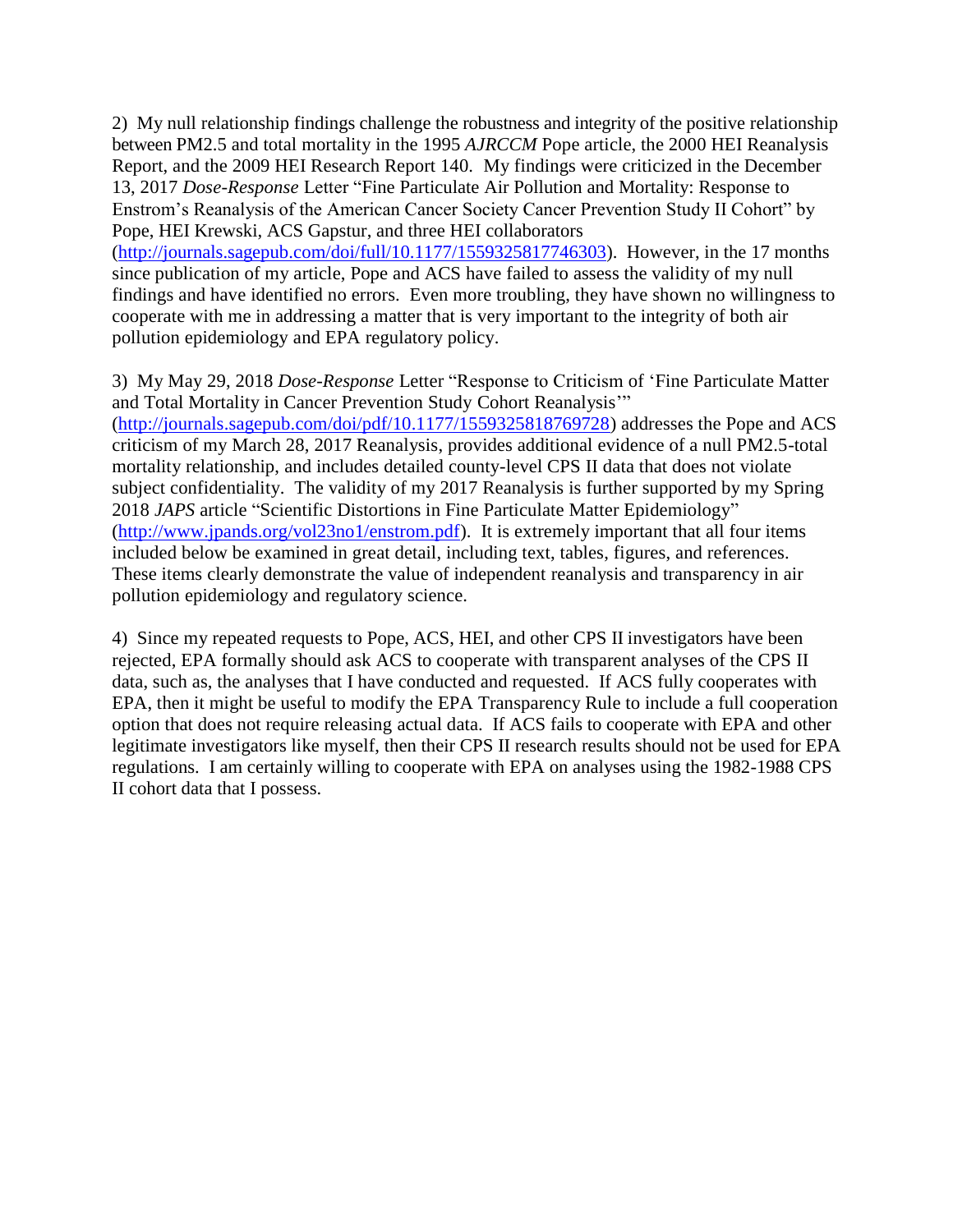2) My null relationship findings challenge the robustness and integrity of the positive relationship between PM2.5 and total mortality in the 1995 *AJRCCM* Pope article, the 2000 HEI Reanalysis Report, and the 2009 HEI Research Report 140. My findings were criticized in the December 13, 2017 *Dose-Response* Letter "Fine Particulate Air Pollution and Mortality: Response to Enstrom's Reanalysis of the American Cancer Society Cancer Prevention Study II Cohort" by Pope, HEI Krewski, ACS Gapstur, and three HEI collaborators (http://journals.sagepub.com/doi/full/10.1177/1559325817746303). However, in the 17 months since publication of my article, Pope and ACS have failed to assess the validity of my null findings and have identified no errors. Even more troubling, they have shown no willingness to cooperate with me in addressing a matter that is very important to the integrity of both air pollution epidemiology and EPA regulatory policy.

3) My May 29, 2018 *Dose-Response* Letter "Response to Criticism of 'Fine Particulate Matter and Total Mortality in Cancer Prevention Study Cohort Reanalysis'" (http://journals.sagepub.com/doi/pdf/10.1177/1559325818769728) addresses the Pope and ACS criticism of my March 28, 2017 Reanalysis, provides additional evidence of a null PM2.5-total mortality relationship, and includes detailed county-level CPS II data that does not violate subject confidentiality. The validity of my 2017 Reanalysis is further supported by my Spring 2018 *JAPS* article "Scientific Distortions in Fine Particulate Matter Epidemiology" (http://www.jpands.org/vol23no1/enstrom.pdf). It is extremely important that all four items included below be examined in great detail, including text, tables, figures, and references. These items clearly demonstrate the value of independent reanalysis and transparency in air pollution epidemiology and regulatory science.

4) Since my repeated requests to Pope, ACS, HEI, and other CPS II investigators have been rejected, EPA formally should ask ACS to cooperate with transparent analyses of the CPS II data, such as, the analyses that I have conducted and requested. If ACS fully cooperates with EPA, then it might be useful to modify the EPA Transparency Rule to include a full cooperation option that does not require releasing actual data. If ACS fails to cooperate with EPA and other legitimate investigators like myself, then their CPS II research results should not be used for EPA regulations. I am certainly willing to cooperate with EPA on analyses using the 1982-1988 CPS II cohort data that I possess.